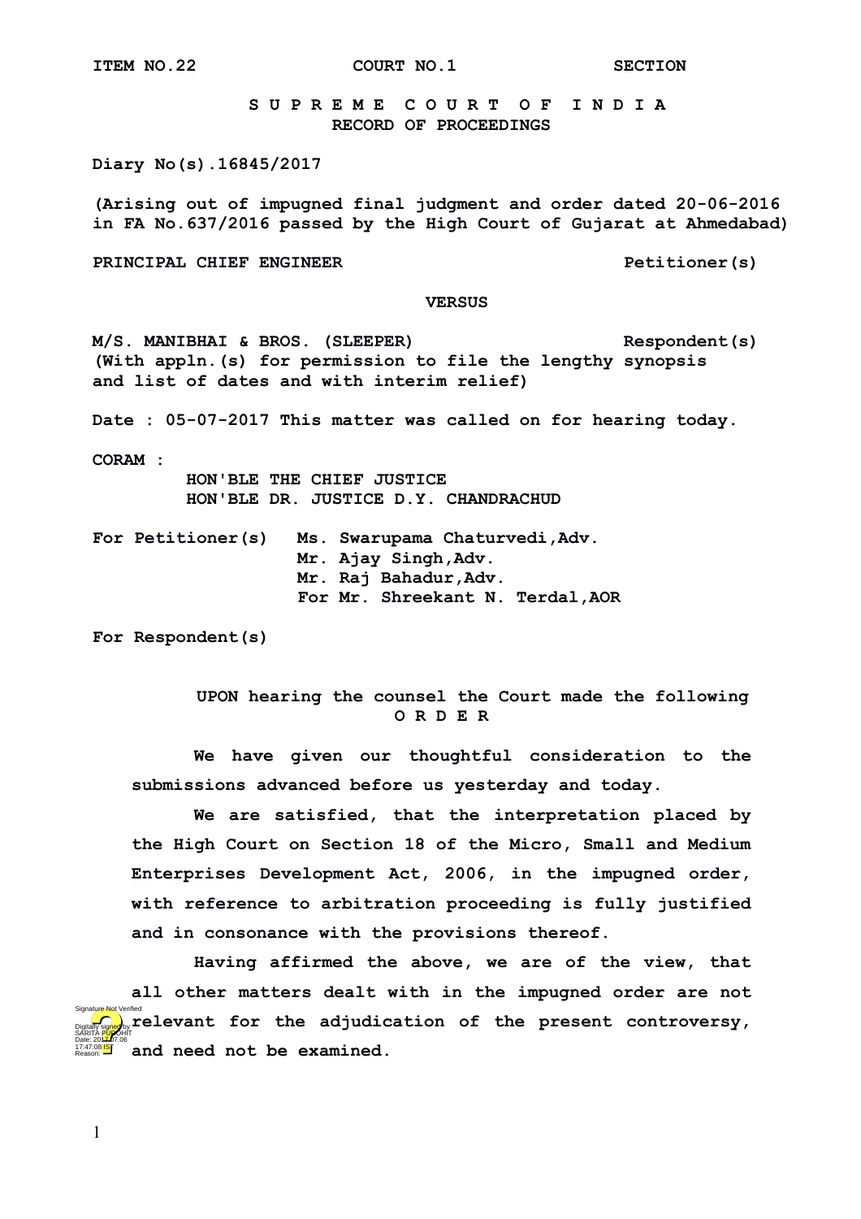**ITEM NO.22 COURT NO.1 SECTION**

# S U P R E M E C O U R T O F I N D I A
## RECORD OF PROCEEDINGS

**Diary No(s).16845/2017**

**(Arising out of impugned final judgment and order dated 20-06-2016 in FA No.637/2016 passed by the High Court of Gujarat at Ahmedabad)**

**PRINCIPAL CHIEF ENGINEER Petitioner(s)**

**VERSUS**

**M/S. MANIBHAI & BROS. (SLEEPER) Respondent(s)**
**(With appln.(s) for permission to file the lengthy synopsis and list of dates and with interim relief)**

**Date : 05-07-2017 This matter was called on for hearing today.**

**CORAM :**
**HON'BLE THE CHIEF JUSTICE**
**HON'BLE DR. JUSTICE D.Y. CHANDRACHUD**

**For Petitioner(s)** **Ms. Swarupama Chaturvedi,Adv.**
**Mr. Ajay Singh,Adv.**
**Mr. Raj Bahadur,Adv.**
**For Mr. Shreekant N. Terdal,AOR**

**For Respondent(s)**

**UPON hearing the counsel the Court made the following**
**O R D E R**

**We have given our thoughtful consideration to the submissions advanced before us yesterday and today.**

**We are satisfied, that the interpretation placed by the High Court on Section 18 of the Micro, Small and Medium Enterprises Development Act, 2006, in the impugned order, with reference to arbitration proceeding is fully justified and in consonance with the provisions thereof.**

**Having affirmed the above, we are of the view, that all other matters dealt with in the impugned order are not relevant for the adjudication of the present controversy, and need not be examined.**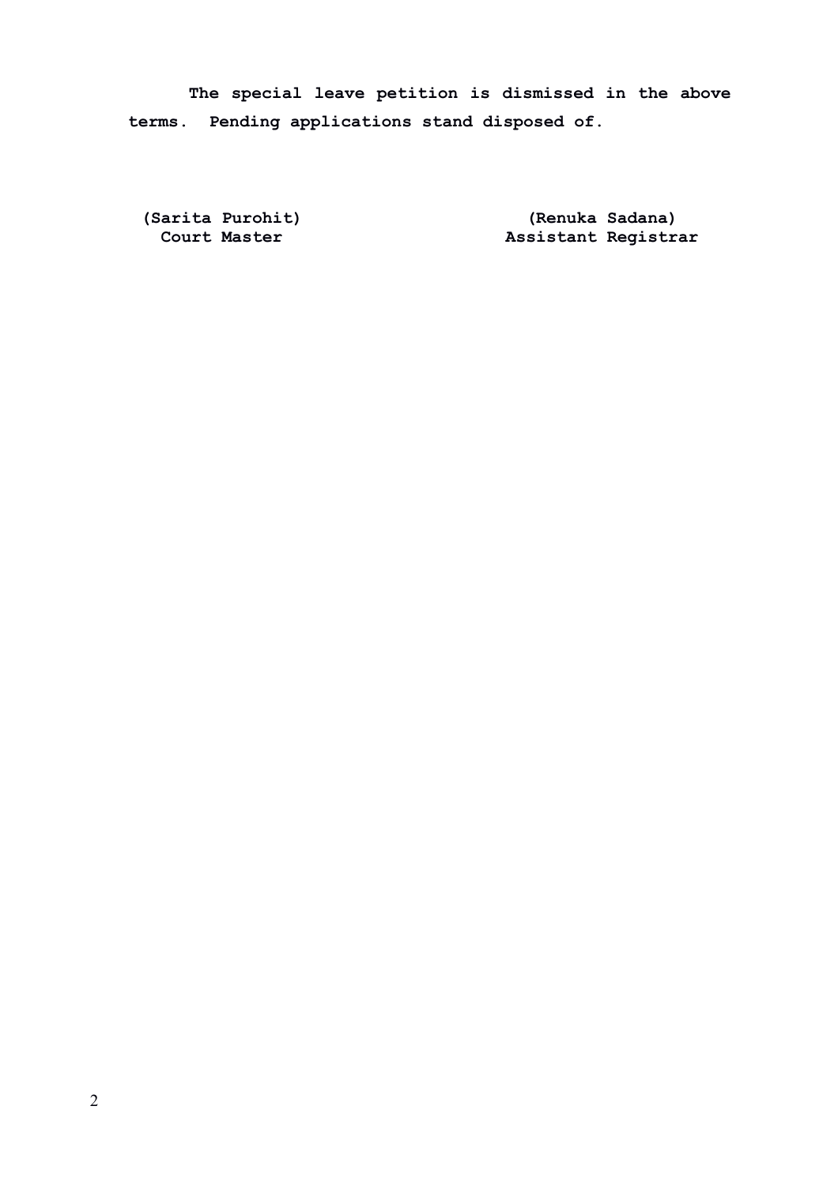**The special leave petition is dismissed in the above terms. Pending applications stand disposed of.**

| | |
|---|---|
| **(Sarita Purohit)** | **(Renuka Sadana)** |
| **Court Master** | **Assistant Registrar** |